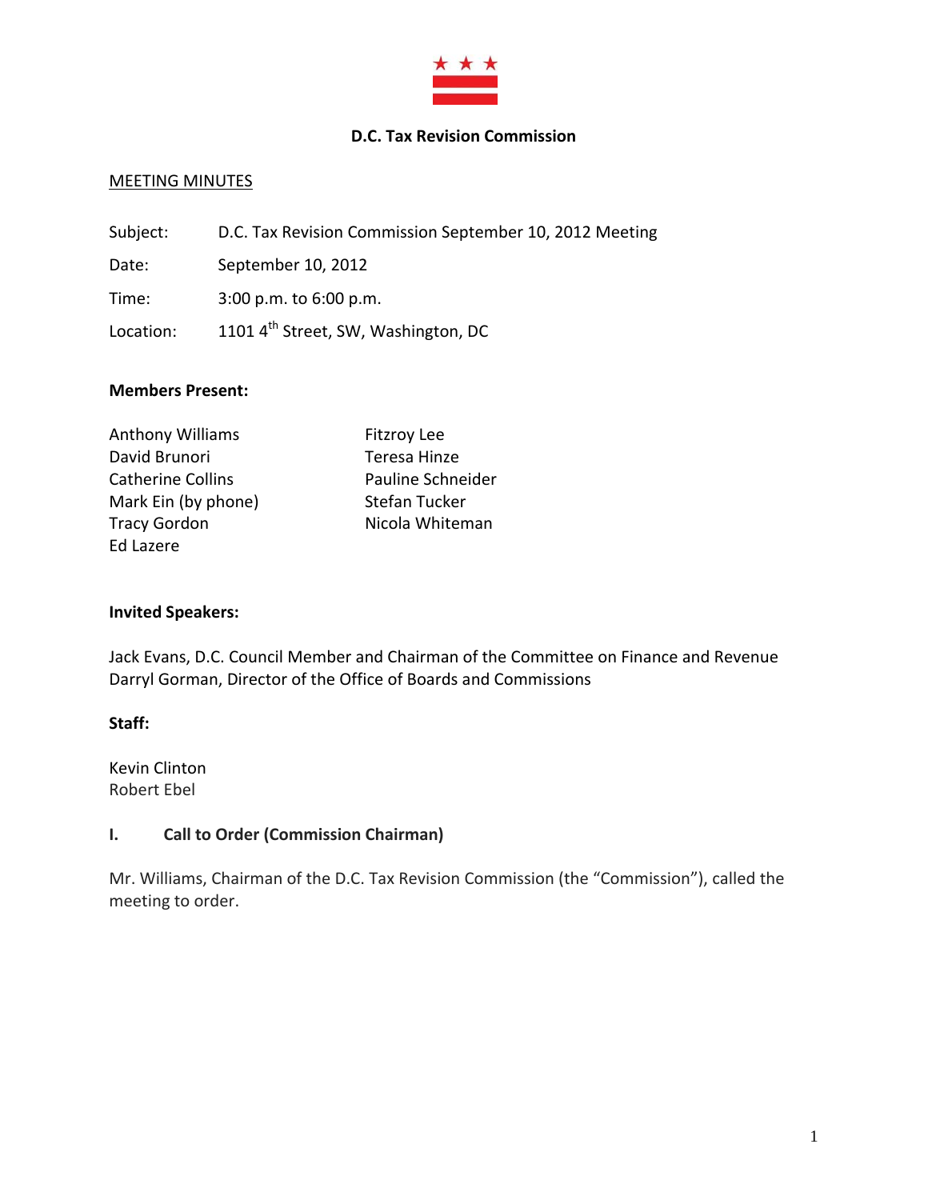# D.C. Tax Revision Commission

MEETING MINUTES

Subject: D.C. Tax Revision Commission September 10, 2012 Meeting

Date: September 10, 2012

Time: 3:00 p.m. to 6:00 p.m.

Location: 1101 4th Street, SW, Washington, DC

**Members Present:**

Anthony Williams
David Brunori
Catherine Collins
Mark Ein (by phone)
Tracy Gordon
Ed Lazere
Fitzroy Lee
Teresa Hinze
Pauline Schneider
Stefan Tucker
Nicola Whiteman

**Invited Speakers:**

Jack Evans, D.C. Council Member and Chairman of the Committee on Finance and Revenue
Darryl Gorman, Director of the Office of Boards and Commissions

**Staff:**

Kevin Clinton
Robert Ebel

## I. Call to Order (Commission Chairman)

Mr. Williams, Chairman of the D.C. Tax Revision Commission (the "Commission"), called the meeting to order.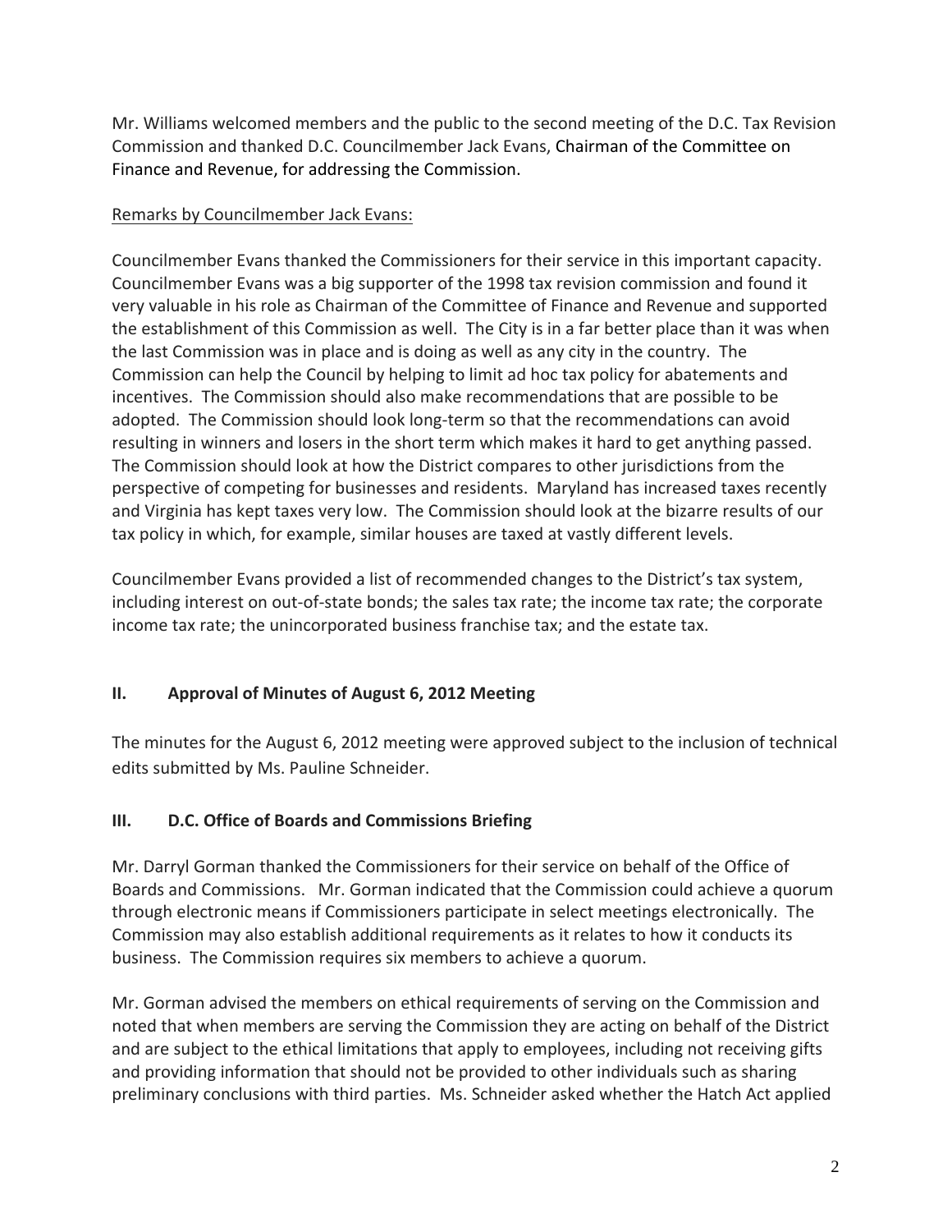Mr. Williams welcomed members and the public to the second meeting of the D.C. Tax Revision Commission and thanked D.C. Councilmember Jack Evans, Chairman of the Committee on Finance and Revenue, for addressing the Commission.

Remarks by Councilmember Jack Evans:

Councilmember Evans thanked the Commissioners for their service in this important capacity. Councilmember Evans was a big supporter of the 1998 tax revision commission and found it very valuable in his role as Chairman of the Committee of Finance and Revenue and supported the establishment of this Commission as well. The City is in a far better place than it was when the last Commission was in place and is doing as well as any city in the country. The Commission can help the Council by helping to limit ad hoc tax policy for abatements and incentives. The Commission should also make recommendations that are possible to be adopted. The Commission should look long-term so that the recommendations can avoid resulting in winners and losers in the short term which makes it hard to get anything passed. The Commission should look at how the District compares to other jurisdictions from the perspective of competing for businesses and residents. Maryland has increased taxes recently and Virginia has kept taxes very low. The Commission should look at the bizarre results of our tax policy in which, for example, similar houses are taxed at vastly different levels.

Councilmember Evans provided a list of recommended changes to the District's tax system, including interest on out-of-state bonds; the sales tax rate; the income tax rate; the corporate income tax rate; the unincorporated business franchise tax; and the estate tax.

## II. Approval of Minutes of August 6, 2012 Meeting

The minutes for the August 6, 2012 meeting were approved subject to the inclusion of technical edits submitted by Ms. Pauline Schneider.

## III. D.C. Office of Boards and Commissions Briefing

Mr. Darryl Gorman thanked the Commissioners for their service on behalf of the Office of Boards and Commissions. Mr. Gorman indicated that the Commission could achieve a quorum through electronic means if Commissioners participate in select meetings electronically. The Commission may also establish additional requirements as it relates to how it conducts its business. The Commission requires six members to achieve a quorum.

Mr. Gorman advised the members on ethical requirements of serving on the Commission and noted that when members are serving the Commission they are acting on behalf of the District and are subject to the ethical limitations that apply to employees, including not receiving gifts and providing information that should not be provided to other individuals such as sharing preliminary conclusions with third parties. Ms. Schneider asked whether the Hatch Act applied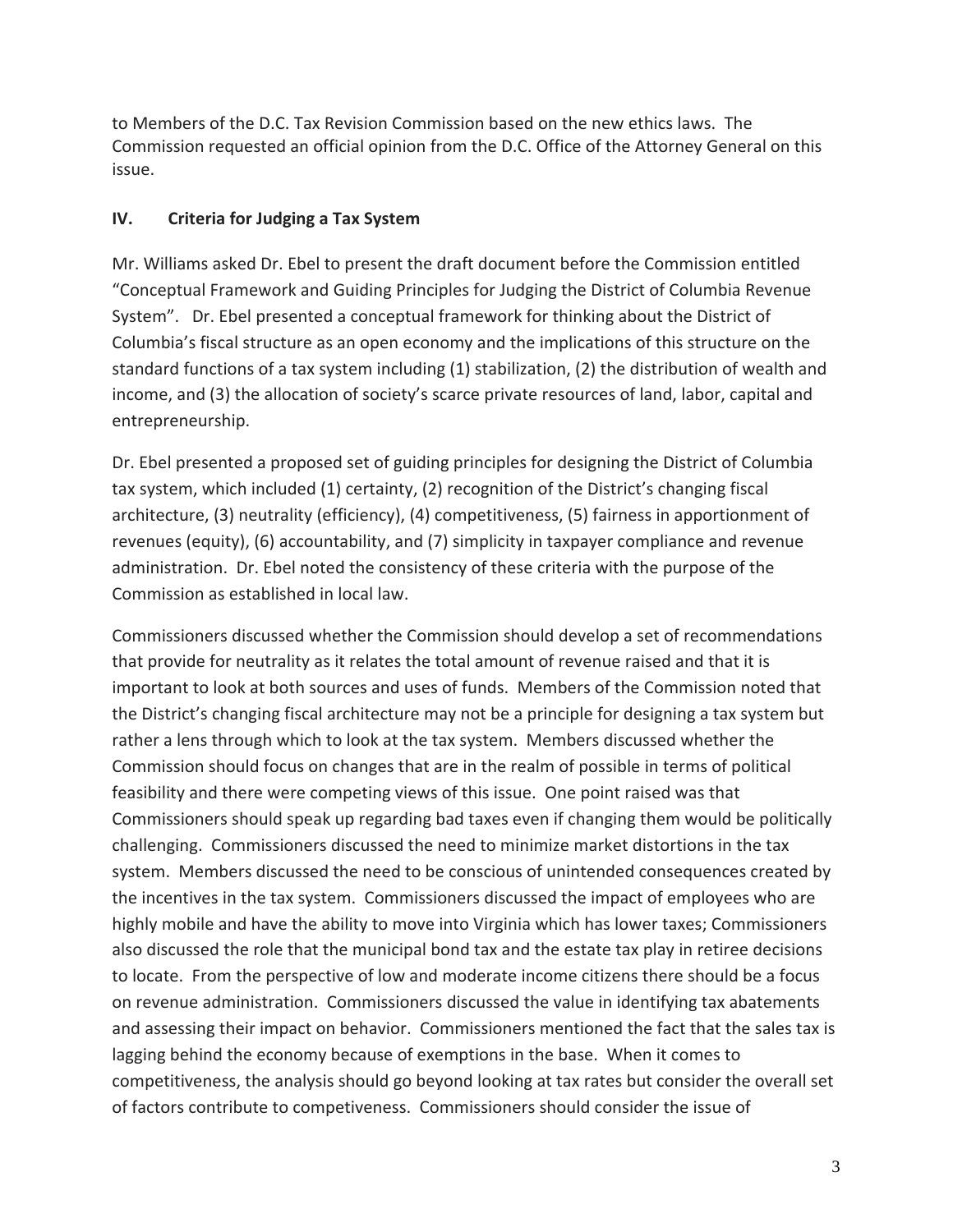to Members of the D.C. Tax Revision Commission based on the new ethics laws. The Commission requested an official opinion from the D.C. Office of the Attorney General on this issue.

## IV. Criteria for Judging a Tax System

Mr. Williams asked Dr. Ebel to present the draft document before the Commission entitled "Conceptual Framework and Guiding Principles for Judging the District of Columbia Revenue System". Dr. Ebel presented a conceptual framework for thinking about the District of Columbia's fiscal structure as an open economy and the implications of this structure on the standard functions of a tax system including (1) stabilization, (2) the distribution of wealth and income, and (3) the allocation of society's scarce private resources of land, labor, capital and entrepreneurship.

Dr. Ebel presented a proposed set of guiding principles for designing the District of Columbia tax system, which included (1) certainty, (2) recognition of the District's changing fiscal architecture, (3) neutrality (efficiency), (4) competitiveness, (5) fairness in apportionment of revenues (equity), (6) accountability, and (7) simplicity in taxpayer compliance and revenue administration. Dr. Ebel noted the consistency of these criteria with the purpose of the Commission as established in local law.

Commissioners discussed whether the Commission should develop a set of recommendations that provide for neutrality as it relates the total amount of revenue raised and that it is important to look at both sources and uses of funds. Members of the Commission noted that the District's changing fiscal architecture may not be a principle for designing a tax system but rather a lens through which to look at the tax system. Members discussed whether the Commission should focus on changes that are in the realm of possible in terms of political feasibility and there were competing views of this issue. One point raised was that Commissioners should speak up regarding bad taxes even if changing them would be politically challenging. Commissioners discussed the need to minimize market distortions in the tax system. Members discussed the need to be conscious of unintended consequences created by the incentives in the tax system. Commissioners discussed the impact of employees who are highly mobile and have the ability to move into Virginia which has lower taxes; Commissioners also discussed the role that the municipal bond tax and the estate tax play in retiree decisions to locate. From the perspective of low and moderate income citizens there should be a focus on revenue administration. Commissioners discussed the value in identifying tax abatements and assessing their impact on behavior. Commissioners mentioned the fact that the sales tax is lagging behind the economy because of exemptions in the base. When it comes to competitiveness, the analysis should go beyond looking at tax rates but consider the overall set of factors contribute to competiveness. Commissioners should consider the issue of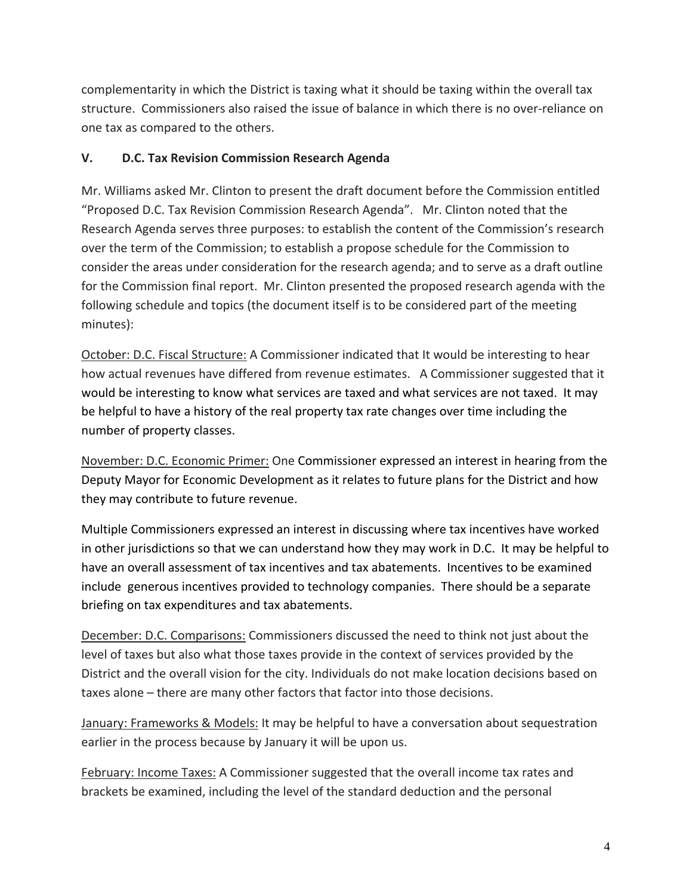complementarity in which the District is taxing what it should be taxing within the overall tax structure. Commissioners also raised the issue of balance in which there is no over-reliance on one tax as compared to the others.

## V. D.C. Tax Revision Commission Research Agenda

Mr. Williams asked Mr. Clinton to present the draft document before the Commission entitled "Proposed D.C. Tax Revision Commission Research Agenda". Mr. Clinton noted that the Research Agenda serves three purposes: to establish the content of the Commission's research over the term of the Commission; to establish a propose schedule for the Commission to consider the areas under consideration for the research agenda; and to serve as a draft outline for the Commission final report. Mr. Clinton presented the proposed research agenda with the following schedule and topics (the document itself is to be considered part of the meeting minutes):

<u>October: D.C. Fiscal Structure:</u> A Commissioner indicated that It would be interesting to hear how actual revenues have differed from revenue estimates. A Commissioner suggested that it would be interesting to know what services are taxed and what services are not taxed. It may be helpful to have a history of the real property tax rate changes over time including the number of property classes.

<u>November: D.C. Economic Primer:</u> One Commissioner expressed an interest in hearing from the Deputy Mayor for Economic Development as it relates to future plans for the District and how they may contribute to future revenue.

Multiple Commissioners expressed an interest in discussing where tax incentives have worked in other jurisdictions so that we can understand how they may work in D.C. It may be helpful to have an overall assessment of tax incentives and tax abatements. Incentives to be examined include generous incentives provided to technology companies. There should be a separate briefing on tax expenditures and tax abatements.

<u>December: D.C. Comparisons:</u> Commissioners discussed the need to think not just about the level of taxes but also what those taxes provide in the context of services provided by the District and the overall vision for the city. Individuals do not make location decisions based on taxes alone – there are many other factors that factor into those decisions.

<u>January: Frameworks & Models:</u> It may be helpful to have a conversation about sequestration earlier in the process because by January it will be upon us.

<u>February: Income Taxes:</u> A Commissioner suggested that the overall income tax rates and brackets be examined, including the level of the standard deduction and the personal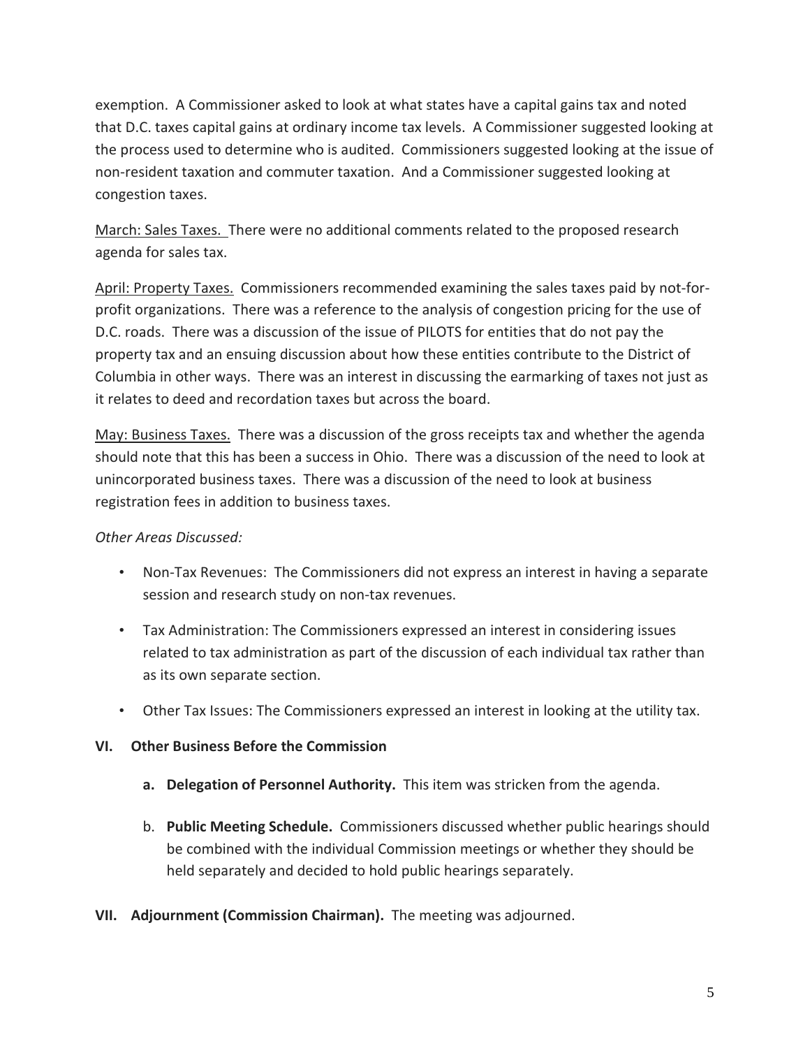exemption. A Commissioner asked to look at what states have a capital gains tax and noted that D.C. taxes capital gains at ordinary income tax levels. A Commissioner suggested looking at the process used to determine who is audited. Commissioners suggested looking at the issue of non-resident taxation and commuter taxation. And a Commissioner suggested looking at congestion taxes.

<u>March: Sales Taxes.</u> There were no additional comments related to the proposed research agenda for sales tax.

<u>April: Property Taxes.</u> Commissioners recommended examining the sales taxes paid by not-for-profit organizations. There was a reference to the analysis of congestion pricing for the use of D.C. roads. There was a discussion of the issue of PILOTS for entities that do not pay the property tax and an ensuing discussion about how these entities contribute to the District of Columbia in other ways. There was an interest in discussing the earmarking of taxes not just as it relates to deed and recordation taxes but across the board.

<u>May: Business Taxes.</u> There was a discussion of the gross receipts tax and whether the agenda should note that this has been a success in Ohio. There was a discussion of the need to look at unincorporated business taxes. There was a discussion of the need to look at business registration fees in addition to business taxes.

*Other Areas Discussed:*

- Non-Tax Revenues: The Commissioners did not express an interest in having a separate session and research study on non-tax revenues.
- Tax Administration: The Commissioners expressed an interest in considering issues related to tax administration as part of the discussion of each individual tax rather than as its own separate section.
- Other Tax Issues: The Commissioners expressed an interest in looking at the utility tax.

## VI. Other Business Before the Commission

a. **Delegation of Personnel Authority.** This item was stricken from the agenda.

b. **Public Meeting Schedule.** Commissioners discussed whether public hearings should be combined with the individual Commission meetings or whether they should be held separately and decided to hold public hearings separately.

**VII. Adjournment (Commission Chairman).** The meeting was adjourned.